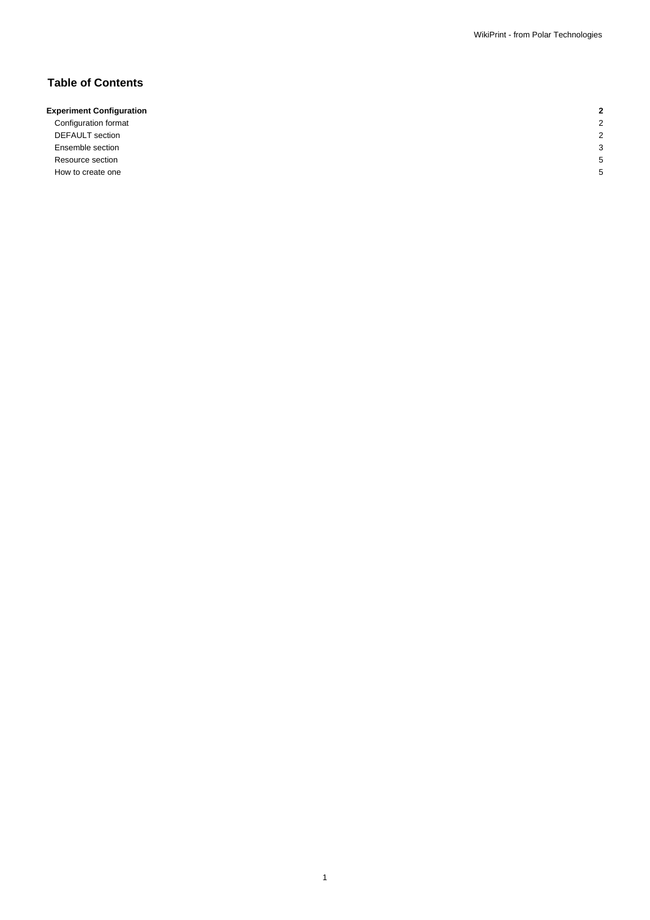# Table of Contents

| | |
|---|---|
| **Experiment Configuration** | **2** |
| Configuration format | 2 |
| DEFAULT section | 2 |
| Ensemble section | 3 |
| Resource section | 5 |
| How to create one | 5 |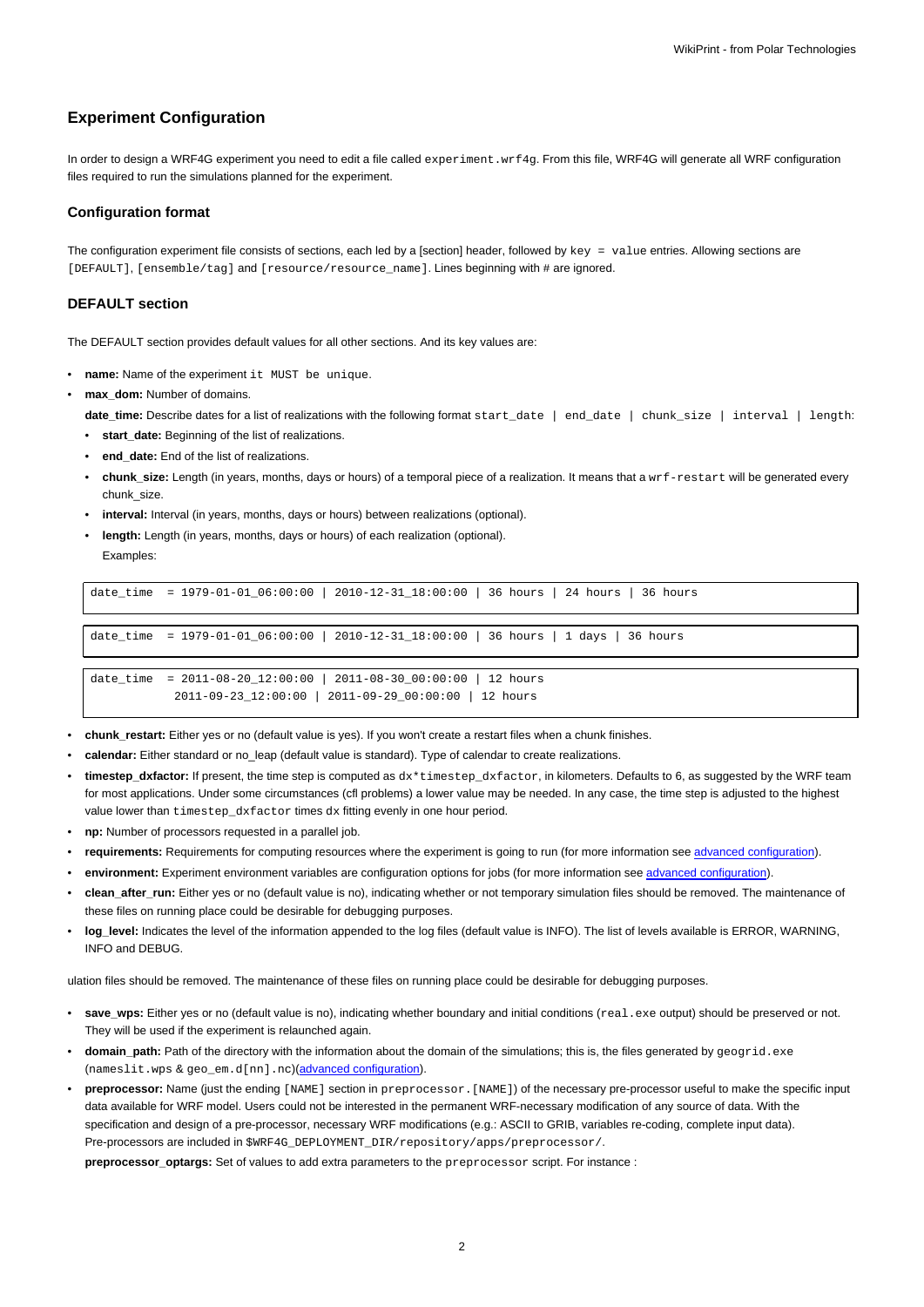### Experiment Configuration

In order to design a WRF4G experiment you need to edit a file called `experiment.wrf4g`. From this file, WRF4G will generate all WRF configuration files required to run the simulations planned for the experiment.

#### Configuration format

The configuration experiment file consists of sections, each led by a [section] header, followed by `key = value` entries. Allowing sections are `[DEFAULT]`, `[ensemble/tag]` and `[resource/resource_name]`. Lines beginning with # are ignored.

#### DEFAULT section

The DEFAULT section provides default values for all other sections. And its key values are:

- **name:** Name of the experiment `it MUST be unique`.
- **max_dom:** Number of domains.

  **date_time:** Describe dates for a list of realizations with the following format `start_date | end_date | chunk_size | interval | length`:
  - **start_date:** Beginning of the list of realizations.
  - **end_date:** End of the list of realizations.
  - **chunk_size:** Length (in years, months, days or hours) of a temporal piece of a realization. It means that a `wrf-restart` will be generated every chunk_size.
  - **interval:** Interval (in years, months, days or hours) between realizations (optional).
  - **length:** Length (in years, months, days or hours) of each realization (optional).

    Examples:

```
date_time  = 1979-01-01_06:00:00 | 2010-12-31_18:00:00 | 36 hours | 24 hours | 36 hours
```

```
date_time  = 1979-01-01_06:00:00 | 2010-12-31_18:00:00 | 36 hours | 1 days | 36 hours
```

```
date_time  = 2011-08-20_12:00:00 | 2011-08-30_00:00:00 | 12 hours
             2011-09-23_12:00:00 | 2011-09-29_00:00:00 | 12 hours
```

- **chunk_restart:** Either yes or no (default value is yes). If you won't create a restart files when a chunk finishes.
- **calendar:** Either standard or no_leap (default value is standard). Type of calendar to create realizations.
- **timestep_dxfactor:** If present, the time step is computed as `dx*timestep_dxfactor`, in kilometers. Defaults to 6, as suggested by the WRF team for most applications. Under some circumstances (cfl problems) a lower value may be needed. In any case, the time step is adjusted to the highest value lower than `timestep_dxfactor` times `dx` fitting evenly in one hour period.
- **np:** Number of processors requested in a parallel job.
- **requirements:** Requirements for computing resources where the experiment is going to run (for more information see advanced configuration).
- **environment:** Experiment environment variables are configuration options for jobs (for more information see advanced configuration).
- **clean_after_run:** Either yes or no (default value is no), indicating whether or not temporary simulation files should be removed. The maintenance of these files on running place could be desirable for debugging purposes.
- **log_level:** Indicates the level of the information appended to the log files (default value is INFO). The list of levels available is ERROR, WARNING, INFO and DEBUG.

ulation files should be removed. The maintenance of these files on running place could be desirable for debugging purposes.

- **save_wps:** Either yes or no (default value is no), indicating whether boundary and initial conditions (`real.exe` output) should be preserved or not. They will be used if the experiment is relaunched again.
- **domain_path:** Path of the directory with the information about the domain of the simulations; this is, the files generated by `geogrid.exe` (`nameslit.wps` & `geo_em.d[nn].nc`)(advanced configuration).
- **preprocessor:** Name (just the ending `[NAME]` section in `preprocessor.[NAME]`) of the necessary pre-processor useful to make the specific input data available for WRF model. Users could not be interested in the permanent WRF-necessary modification of any source of data. With the specification and design of a pre-processor, necessary WRF modifications (e.g.: ASCII to GRIB, variables re-coding, complete input data). Pre-processors are included in `$WRF4G_DEPLOYMENT_DIR/repository/apps/preprocessor/`.

  **preprocessor_optargs:** Set of values to add extra parameters to the `preprocessor` script. For instance :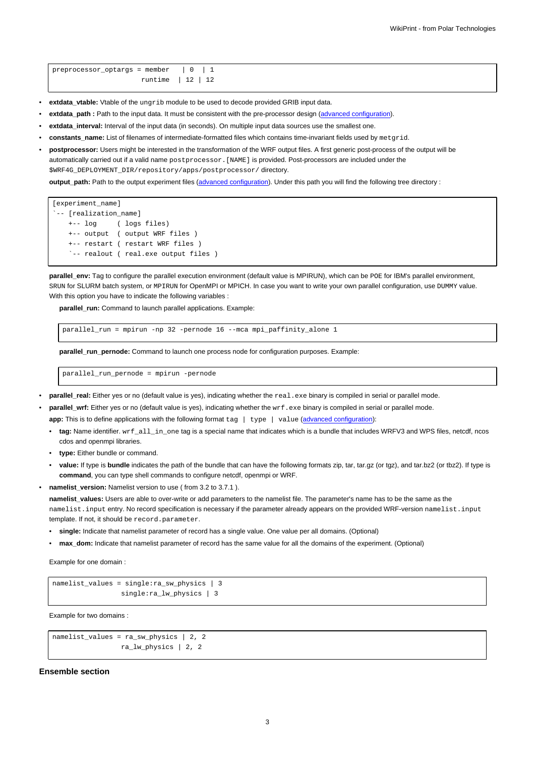```
preprocessor_optargs = member   | 0  | 1
                       runtime  | 12 | 12
```

- **extdata_vtable:** Vtable of the `ungrib` module to be used to decode provided GRIB input data.
- **extdata_path :** Path to the input data. It must be consistent with the pre-processor design (advanced configuration).
- **extdata_interval:** Interval of the input data (in seconds). On multiple input data sources use the smallest one.
- **constants_name:** List of filenames of intermediate-formatted files which contains time-invariant fields used by `metgrid`.
- **postprocessor:** Users might be interested in the transformation of the WRF output files. A first generic post-process of the output will be automatically carried out if a valid name `postprocessor.[NAME]` is provided. Post-processors are included under the `$WRF4G_DEPLOYMENT_DIR/repository/apps/postprocessor/` directory.

  **output_path:** Path to the output experiment files (advanced configuration). Under this path you will find the following tree directory :

```
[experiment_name]
`-- [realization_name]
    +-- log     ( logs files)
    +-- output  ( output WRF files )
    +-- restart ( restart WRF files )
    `-- realout ( real.exe output files )
```

  **parallel_env:** Tag to configure the parallel execution environment (default value is MPIRUN), which can be `POE` for IBM's parallel environment, `SRUN` for SLURM batch system, or `MPIRUN` for OpenMPI or MPICH. In case you want to write your own parallel configuration, use `DUMMY` value. With this option you have to indicate the following variables :

  **parallel_run:** Command to launch parallel applications. Example:

```
parallel_run = mpirun -np 32 -pernode 16 --mca mpi_paffinity_alone 1
```

  **parallel_run_pernode:** Command to launch one process node for configuration purposes. Example:

```
parallel_run_pernode = mpirun -pernode
```

- **parallel_real:** Either yes or no (default value is yes), indicating whether the `real.exe` binary is compiled in serial or parallel mode.
- **parallel_wrf:** Either yes or no (default value is yes), indicating whether the `wrf.exe` binary is compiled in serial or parallel mode.

  **app:** This is to define applications with the following format `tag | type | value` (advanced configuration):

  - **tag:** Name identifier. `wrf_all_in_one` tag is a special name that indicates which is a bundle that includes WRFV3 and WPS files, netcdf, ncos cdos and openmpi libraries.
  - **type:** Either bundle or command.
  - **value:** If type is **bundle** indicates the path of the bundle that can have the following formats zip, tar, tar.gz (or tgz), and tar.bz2 (or tbz2). If type is **command**, you can type shell commands to configure netcdf, openmpi or WRF.

- **namelist_version:** Namelist version to use ( from 3.2 to 3.7.1 ).

  **namelist_values:** Users are able to over-write or add parameters to the namelist file. The parameter's name has to be the same as the `namelist.input` entry. No record specification is necessary if the parameter already appears on the provided WRF-version `namelist.input` template. If not, it should be `record.parameter`.

  - **single:** Indicate that namelist parameter of record has a single value. One value per all domains. (Optional)
  - **max_dom:** Indicate that namelist parameter of record has the same value for all the domains of the experiment. (Optional)

  Example for one domain :

```
namelist_values = single:ra_sw_physics | 3
                  single:ra_lw_physics | 3
```

  Example for two domains :

```
namelist_values = ra_sw_physics | 2, 2
                  ra_lw_physics | 2, 2
```

### Ensemble section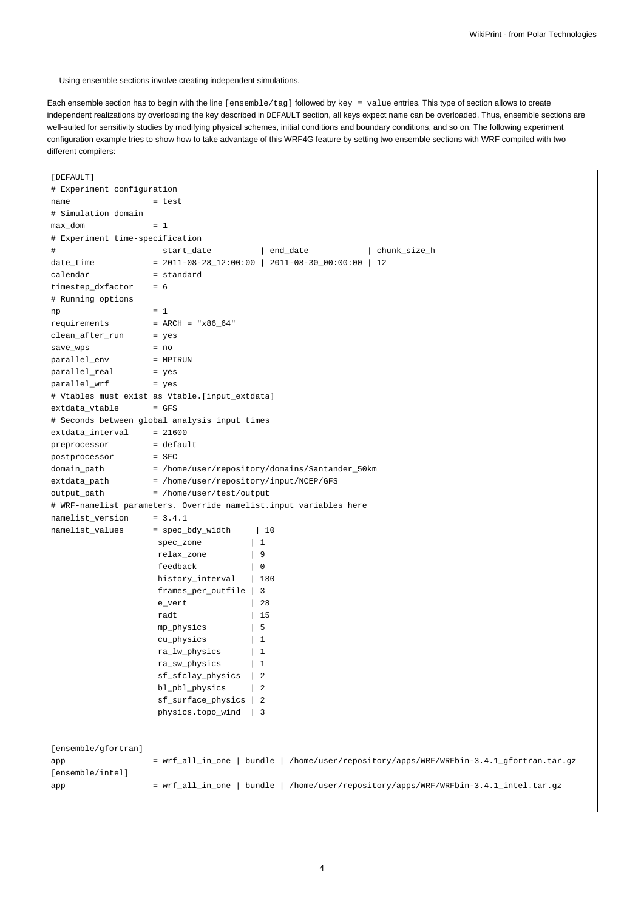Using ensemble sections involve creating independent simulations.

Each ensemble section has to begin with the line `[ensemble/tag]` followed by `key = value` entries. This type of section allows to create independent realizations by overloading the key described in `DEFAULT` section, all keys expect `name` can be overloaded. Thus, ensemble sections are well-suited for sensitivity studies by modifying physical schemes, initial conditions and boundary conditions, and so on. The following experiment configuration example tries to show how to take advantage of this WRF4G feature by setting two ensemble sections with WRF compiled with two different compilers:

```
[DEFAULT]
# Experiment configuration
name                 = test
# Simulation domain
max_dom              = 1
# Experiment time-specification
#                      start_date          | end_date            | chunk_size_h
date_time            = 2011-08-28_12:00:00 | 2011-08-30_00:00:00 | 12
calendar             = standard
timestep_dxfactor    = 6
# Running options
np                   = 1
requirements         = ARCH = "x86_64"
clean_after_run      = yes
save_wps             = no
parallel_env         = MPIRUN
parallel_real        = yes
parallel_wrf         = yes
# Vtables must exist as Vtable.[input_extdata]
extdata_vtable       = GFS
# Seconds between global analysis input times
extdata_interval     = 21600
preprocessor         = default
postprocessor        = SFC
domain_path          = /home/user/repository/domains/Santander_50km
extdata_path         = /home/user/repository/input/NCEP/GFS
output_path          = /home/user/test/output
# WRF-namelist parameters. Override namelist.input variables here
namelist_version     = 3.4.1
namelist_values      = spec_bdy_width     | 10
                      spec_zone          | 1
                      relax_zone         | 9
                      feedback           | 0
                      history_interval   | 180
                      frames_per_outfile | 3
                      e_vert             | 28
                      radt               | 15
                      mp_physics         | 5
                      cu_physics         | 1
                      ra_lw_physics      | 1
                      ra_sw_physics      | 1
                      sf_sfclay_physics  | 2
                      bl_pbl_physics     | 2
                      sf_surface_physics | 2
                      physics.topo_wind  | 3


[ensemble/gfortran]
app                  = wrf_all_in_one | bundle | /home/user/repository/apps/WRF/WRFbin-3.4.1_gfortran.tar.gz
[ensemble/intel]
app                  = wrf_all_in_one | bundle | /home/user/repository/apps/WRF/WRFbin-3.4.1_intel.tar.gz
```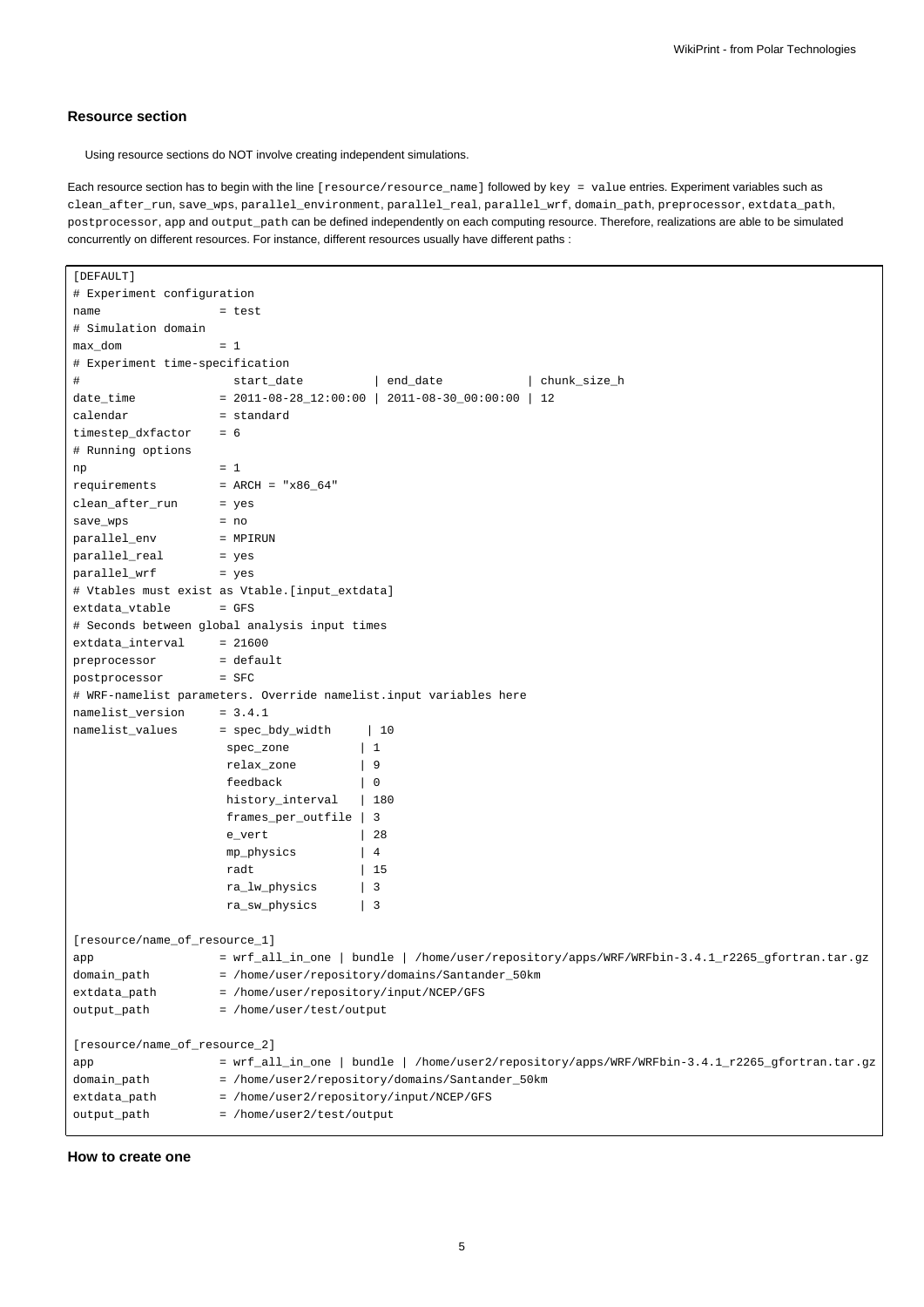### Resource section

> Using resource sections do NOT involve creating independent simulations.

Each resource section has to begin with the line `[resource/resource_name]` followed by `key = value` entries. Experiment variables such as `clean_after_run`, `save_wps`, `parallel_environment`, `parallel_real`, `parallel_wrf`, `domain_path`, `preprocessor`, `extdata_path`, `postprocessor`, `app` and `output_path` can be defined independently on each computing resource. Therefore, realizations are able to be simulated concurrently on different resources. For instance, different resources usually have different paths :

```
[DEFAULT]
# Experiment configuration
name                = test
# Simulation domain
max_dom             = 1
# Experiment time-specification
#                     start_date          | end_date            | chunk_size_h
date_time           = 2011-08-28_12:00:00 | 2011-08-30_00:00:00 | 12
calendar            = standard
timestep_dxfactor   = 6
# Running options
np                  = 1
requirements        = ARCH = "x86_64"
clean_after_run     = yes
save_wps            = no
parallel_env        = MPIRUN
parallel_real       = yes
parallel_wrf        = yes
# Vtables must exist as Vtable.[input_extdata]
extdata_vtable      = GFS
# Seconds between global analysis input times
extdata_interval    = 21600
preprocessor        = default
postprocessor       = SFC
# WRF-namelist parameters. Override namelist.input variables here
namelist_version    = 3.4.1
namelist_values     = spec_bdy_width     | 10
                      spec_zone          | 1
                      relax_zone         | 9
                      feedback           | 0
                      history_interval   | 180
                      frames_per_outfile | 3
                      e_vert             | 28
                      mp_physics         | 4
                      radt               | 15
                      ra_lw_physics      | 3
                      ra_sw_physics      | 3

[resource/name_of_resource_1]
app                 = wrf_all_in_one | bundle | /home/user/repository/apps/WRF/WRFbin-3.4.1_r2265_gfortran.tar.gz
domain_path         = /home/user/repository/domains/Santander_50km
extdata_path        = /home/user/repository/input/NCEP/GFS
output_path         = /home/user/test/output

[resource/name_of_resource_2]
app                 = wrf_all_in_one | bundle | /home/user2/repository/apps/WRF/WRFbin-3.4.1_r2265_gfortran.tar.gz
domain_path         = /home/user2/repository/domains/Santander_50km
extdata_path        = /home/user2/repository/input/NCEP/GFS
output_path         = /home/user2/test/output
```

### How to create one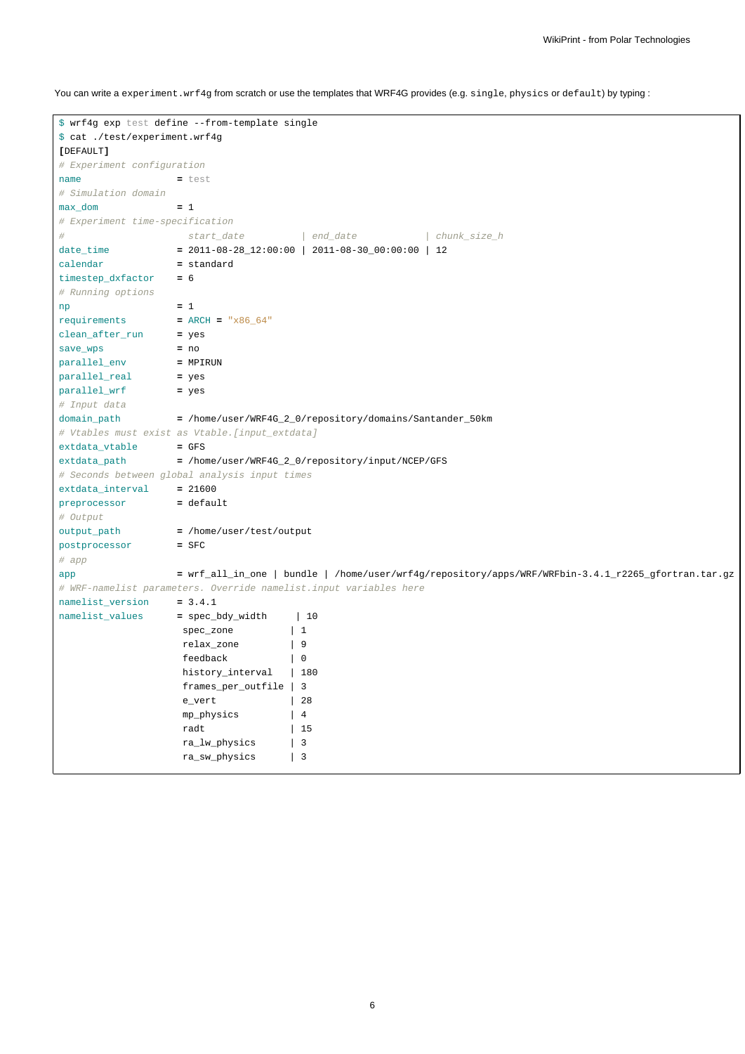You can write a `experiment.wrf4g` from scratch or use the templates that WRF4G provides (e.g. `single`, `physics` or `default`) by typing :

```
$ wrf4g exp test define --from-template single
$ cat ./test/experiment.wrf4g
[DEFAULT]
# Experiment configuration
name                = test
# Simulation domain
max_dom             = 1
# Experiment time-specification
#                     start_date          | end_date            | chunk_size_h
date_time           = 2011-08-28_12:00:00 | 2011-08-30_00:00:00 | 12
calendar            = standard
timestep_dxfactor   = 6
# Running options
np                  = 1
requirements        = ARCH = "x86_64"
clean_after_run     = yes
save_wps            = no
parallel_env        = MPIRUN
parallel_real       = yes
parallel_wrf        = yes
# Input data
domain_path         = /home/user/WRF4G_2_0/repository/domains/Santander_50km
# Vtables must exist as Vtable.[input_extdata]
extdata_vtable      = GFS
extdata_path        = /home/user/WRF4G_2_0/repository/input/NCEP/GFS
# Seconds between global analysis input times
extdata_interval    = 21600
preprocessor        = default
# Output
output_path         = /home/user/test/output
postprocessor       = SFC
# app
app                 = wrf_all_in_one | bundle | /home/user/wrf4g/repository/apps/WRF/WRFbin-3.4.1_r2265_gfortran.tar.gz
# WRF-namelist parameters. Override namelist.input variables here
namelist_version    = 3.4.1
namelist_values     = spec_bdy_width     | 10
                      spec_zone          | 1
                      relax_zone         | 9
                      feedback           | 0
                      history_interval   | 180
                      frames_per_outfile | 3
                      e_vert             | 28
                      mp_physics         | 4
                      radt               | 15
                      ra_lw_physics      | 3
                      ra_sw_physics      | 3
```